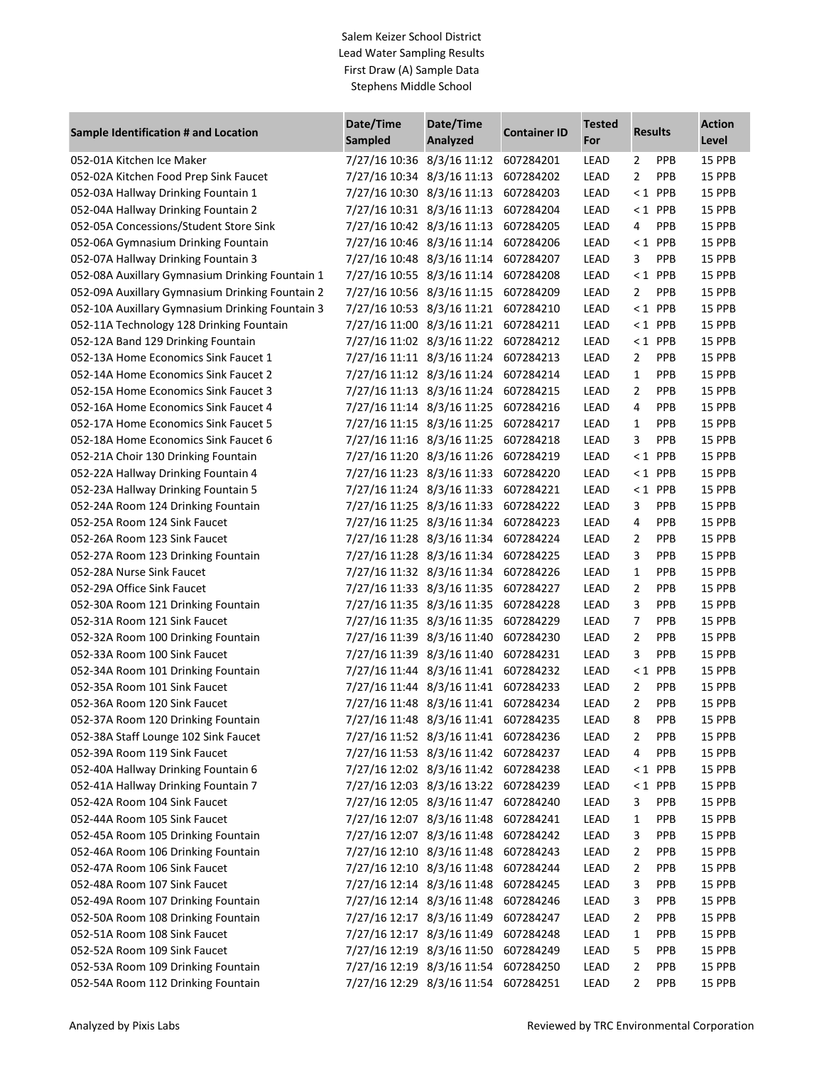# Salem Keizer School District
## Lead Water Sampling Results
### First Draw (A) Sample Data
### Stephens Middle School

| Sample Identification # and Location | Date/Time Sampled | Date/Time Analyzed | Container ID | Tested For | Results | | Action Level |
|---|---|---|---|---|---|---|---|
| 052-01A Kitchen Ice Maker | 7/27/16 10:36 | 8/3/16 11:12 | 607284201 | LEAD | 2 | PPB | 15 PPB |
| 052-02A Kitchen Food Prep Sink Faucet | 7/27/16 10:34 | 8/3/16 11:13 | 607284202 | LEAD | 2 | PPB | 15 PPB |
| 052-03A Hallway Drinking Fountain 1 | 7/27/16 10:30 | 8/3/16 11:13 | 607284203 | LEAD | < 1 | PPB | 15 PPB |
| 052-04A Hallway Drinking Fountain 2 | 7/27/16 10:31 | 8/3/16 11:13 | 607284204 | LEAD | < 1 | PPB | 15 PPB |
| 052-05A Concessions/Student Store Sink | 7/27/16 10:42 | 8/3/16 11:13 | 607284205 | LEAD | 4 | PPB | 15 PPB |
| 052-06A Gymnasium Drinking Fountain | 7/27/16 10:46 | 8/3/16 11:14 | 607284206 | LEAD | < 1 | PPB | 15 PPB |
| 052-07A Hallway Drinking Fountain 3 | 7/27/16 10:48 | 8/3/16 11:14 | 607284207 | LEAD | 3 | PPB | 15 PPB |
| 052-08A Auxillary Gymnasium Drinking Fountain 1 | 7/27/16 10:55 | 8/3/16 11:14 | 607284208 | LEAD | < 1 | PPB | 15 PPB |
| 052-09A Auxillary Gymnasium Drinking Fountain 2 | 7/27/16 10:56 | 8/3/16 11:15 | 607284209 | LEAD | 2 | PPB | 15 PPB |
| 052-10A Auxillary Gymnasium Drinking Fountain 3 | 7/27/16 10:53 | 8/3/16 11:21 | 607284210 | LEAD | < 1 | PPB | 15 PPB |
| 052-11A Technology 128 Drinking Fountain | 7/27/16 11:00 | 8/3/16 11:21 | 607284211 | LEAD | < 1 | PPB | 15 PPB |
| 052-12A Band 129 Drinking Fountain | 7/27/16 11:02 | 8/3/16 11:22 | 607284212 | LEAD | < 1 | PPB | 15 PPB |
| 052-13A Home Economics Sink Faucet 1 | 7/27/16 11:11 | 8/3/16 11:24 | 607284213 | LEAD | 2 | PPB | 15 PPB |
| 052-14A Home Economics Sink Faucet 2 | 7/27/16 11:12 | 8/3/16 11:24 | 607284214 | LEAD | 1 | PPB | 15 PPB |
| 052-15A Home Economics Sink Faucet 3 | 7/27/16 11:13 | 8/3/16 11:24 | 607284215 | LEAD | 2 | PPB | 15 PPB |
| 052-16A Home Economics Sink Faucet 4 | 7/27/16 11:14 | 8/3/16 11:25 | 607284216 | LEAD | 4 | PPB | 15 PPB |
| 052-17A Home Economics Sink Faucet 5 | 7/27/16 11:15 | 8/3/16 11:25 | 607284217 | LEAD | 1 | PPB | 15 PPB |
| 052-18A Home Economics Sink Faucet 6 | 7/27/16 11:16 | 8/3/16 11:25 | 607284218 | LEAD | 3 | PPB | 15 PPB |
| 052-21A Choir 130 Drinking Fountain | 7/27/16 11:20 | 8/3/16 11:26 | 607284219 | LEAD | < 1 | PPB | 15 PPB |
| 052-22A Hallway Drinking Fountain 4 | 7/27/16 11:23 | 8/3/16 11:33 | 607284220 | LEAD | < 1 | PPB | 15 PPB |
| 052-23A Hallway Drinking Fountain 5 | 7/27/16 11:24 | 8/3/16 11:33 | 607284221 | LEAD | < 1 | PPB | 15 PPB |
| 052-24A Room 124 Drinking Fountain | 7/27/16 11:25 | 8/3/16 11:33 | 607284222 | LEAD | 3 | PPB | 15 PPB |
| 052-25A Room 124 Sink Faucet | 7/27/16 11:25 | 8/3/16 11:34 | 607284223 | LEAD | 4 | PPB | 15 PPB |
| 052-26A Room 123 Sink Faucet | 7/27/16 11:28 | 8/3/16 11:34 | 607284224 | LEAD | 2 | PPB | 15 PPB |
| 052-27A Room 123 Drinking Fountain | 7/27/16 11:28 | 8/3/16 11:34 | 607284225 | LEAD | 3 | PPB | 15 PPB |
| 052-28A Nurse Sink Faucet | 7/27/16 11:32 | 8/3/16 11:34 | 607284226 | LEAD | 1 | PPB | 15 PPB |
| 052-29A Office Sink Faucet | 7/27/16 11:33 | 8/3/16 11:35 | 607284227 | LEAD | 2 | PPB | 15 PPB |
| 052-30A Room 121 Drinking Fountain | 7/27/16 11:35 | 8/3/16 11:35 | 607284228 | LEAD | 3 | PPB | 15 PPB |
| 052-31A Room 121 Sink Faucet | 7/27/16 11:35 | 8/3/16 11:35 | 607284229 | LEAD | 7 | PPB | 15 PPB |
| 052-32A Room 100 Drinking Fountain | 7/27/16 11:39 | 8/3/16 11:40 | 607284230 | LEAD | 2 | PPB | 15 PPB |
| 052-33A Room 100 Sink Faucet | 7/27/16 11:39 | 8/3/16 11:40 | 607284231 | LEAD | 3 | PPB | 15 PPB |
| 052-34A Room 101 Drinking Fountain | 7/27/16 11:44 | 8/3/16 11:41 | 607284232 | LEAD | < 1 | PPB | 15 PPB |
| 052-35A Room 101 Sink Faucet | 7/27/16 11:44 | 8/3/16 11:41 | 607284233 | LEAD | 2 | PPB | 15 PPB |
| 052-36A Room 120 Sink Faucet | 7/27/16 11:48 | 8/3/16 11:41 | 607284234 | LEAD | 2 | PPB | 15 PPB |
| 052-37A Room 120 Drinking Fountain | 7/27/16 11:48 | 8/3/16 11:41 | 607284235 | LEAD | 8 | PPB | 15 PPB |
| 052-38A Staff Lounge 102 Sink Faucet | 7/27/16 11:52 | 8/3/16 11:41 | 607284236 | LEAD | 2 | PPB | 15 PPB |
| 052-39A Room 119 Sink Faucet | 7/27/16 11:53 | 8/3/16 11:42 | 607284237 | LEAD | 4 | PPB | 15 PPB |
| 052-40A Hallway Drinking Fountain 6 | 7/27/16 12:02 | 8/3/16 11:42 | 607284238 | LEAD | < 1 | PPB | 15 PPB |
| 052-41A Hallway Drinking Fountain 7 | 7/27/16 12:03 | 8/3/16 13:22 | 607284239 | LEAD | < 1 | PPB | 15 PPB |
| 052-42A Room 104 Sink Faucet | 7/27/16 12:05 | 8/3/16 11:47 | 607284240 | LEAD | 3 | PPB | 15 PPB |
| 052-44A Room 105 Sink Faucet | 7/27/16 12:07 | 8/3/16 11:48 | 607284241 | LEAD | 1 | PPB | 15 PPB |
| 052-45A Room 105 Drinking Fountain | 7/27/16 12:07 | 8/3/16 11:48 | 607284242 | LEAD | 3 | PPB | 15 PPB |
| 052-46A Room 106 Drinking Fountain | 7/27/16 12:10 | 8/3/16 11:48 | 607284243 | LEAD | 2 | PPB | 15 PPB |
| 052-47A Room 106 Sink Faucet | 7/27/16 12:10 | 8/3/16 11:48 | 607284244 | LEAD | 2 | PPB | 15 PPB |
| 052-48A Room 107 Sink Faucet | 7/27/16 12:14 | 8/3/16 11:48 | 607284245 | LEAD | 3 | PPB | 15 PPB |
| 052-49A Room 107 Drinking Fountain | 7/27/16 12:14 | 8/3/16 11:48 | 607284246 | LEAD | 3 | PPB | 15 PPB |
| 052-50A Room 108 Drinking Fountain | 7/27/16 12:17 | 8/3/16 11:49 | 607284247 | LEAD | 2 | PPB | 15 PPB |
| 052-51A Room 108 Sink Faucet | 7/27/16 12:17 | 8/3/16 11:49 | 607284248 | LEAD | 1 | PPB | 15 PPB |
| 052-52A Room 109 Sink Faucet | 7/27/16 12:19 | 8/3/16 11:50 | 607284249 | LEAD | 5 | PPB | 15 PPB |
| 052-53A Room 109 Drinking Fountain | 7/27/16 12:19 | 8/3/16 11:54 | 607284250 | LEAD | 2 | PPB | 15 PPB |
| 052-54A Room 112 Drinking Fountain | 7/27/16 12:29 | 8/3/16 11:54 | 607284251 | LEAD | 2 | PPB | 15 PPB |

Analyzed by Pixis Labs

Reviewed by TRC Environmental Corporation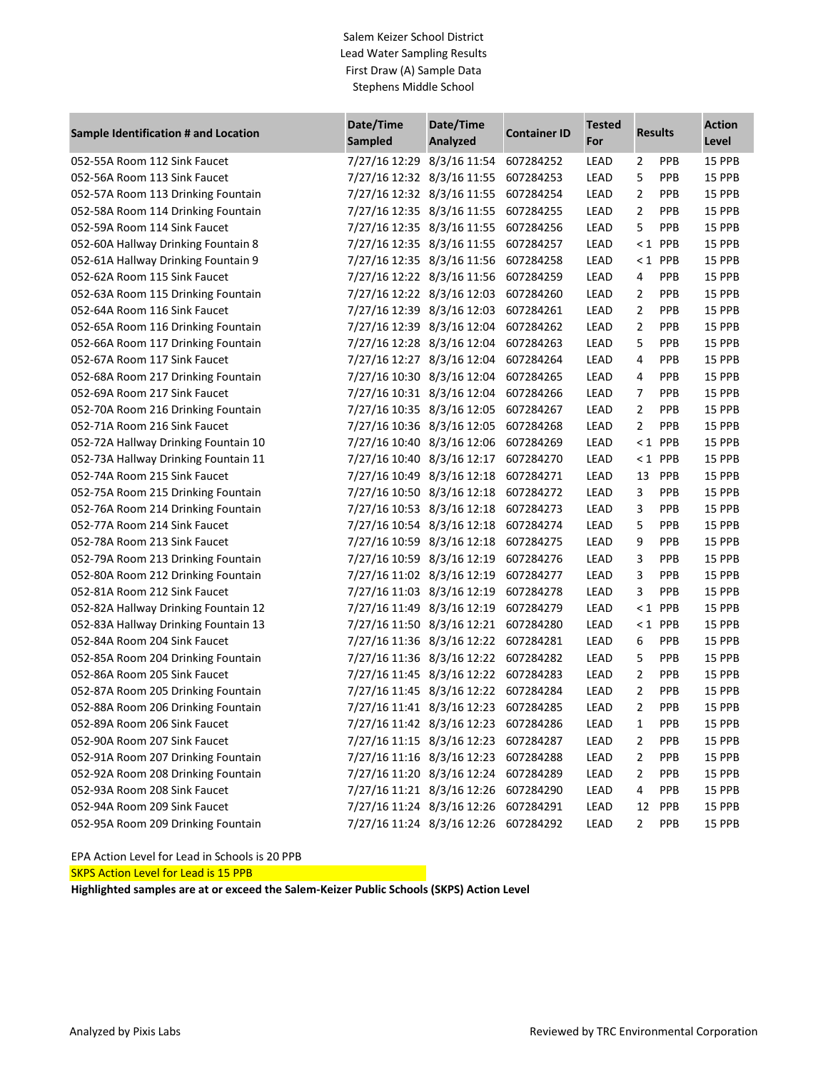Salem Keizer School District
Lead Water Sampling Results
First Draw (A) Sample Data
Stephens Middle School

| Sample Identification # and Location | Date/Time Sampled | Date/Time Analyzed | Container ID | Tested For | Results | | Action Level |
|---|---|---|---|---|---|---|---|
| 052-55A Room 112 Sink Faucet | 7/27/16 12:29 | 8/3/16 11:54 | 607284252 | LEAD | 2 | PPB | 15 PPB |
| 052-56A Room 113 Sink Faucet | 7/27/16 12:32 | 8/3/16 11:55 | 607284253 | LEAD | 5 | PPB | 15 PPB |
| 052-57A Room 113 Drinking Fountain | 7/27/16 12:32 | 8/3/16 11:55 | 607284254 | LEAD | 2 | PPB | 15 PPB |
| 052-58A Room 114 Drinking Fountain | 7/27/16 12:35 | 8/3/16 11:55 | 607284255 | LEAD | 2 | PPB | 15 PPB |
| 052-59A Room 114 Sink Faucet | 7/27/16 12:35 | 8/3/16 11:55 | 607284256 | LEAD | 5 | PPB | 15 PPB |
| 052-60A Hallway Drinking Fountain 8 | 7/27/16 12:35 | 8/3/16 11:55 | 607284257 | LEAD | < 1 | PPB | 15 PPB |
| 052-61A Hallway Drinking Fountain 9 | 7/27/16 12:35 | 8/3/16 11:56 | 607284258 | LEAD | < 1 | PPB | 15 PPB |
| 052-62A Room 115 Sink Faucet | 7/27/16 12:22 | 8/3/16 11:56 | 607284259 | LEAD | 4 | PPB | 15 PPB |
| 052-63A Room 115 Drinking Fountain | 7/27/16 12:22 | 8/3/16 12:03 | 607284260 | LEAD | 2 | PPB | 15 PPB |
| 052-64A Room 116 Sink Faucet | 7/27/16 12:39 | 8/3/16 12:03 | 607284261 | LEAD | 2 | PPB | 15 PPB |
| 052-65A Room 116 Drinking Fountain | 7/27/16 12:39 | 8/3/16 12:04 | 607284262 | LEAD | 2 | PPB | 15 PPB |
| 052-66A Room 117 Drinking Fountain | 7/27/16 12:28 | 8/3/16 12:04 | 607284263 | LEAD | 5 | PPB | 15 PPB |
| 052-67A Room 117 Sink Faucet | 7/27/16 12:27 | 8/3/16 12:04 | 607284264 | LEAD | 4 | PPB | 15 PPB |
| 052-68A Room 217 Drinking Fountain | 7/27/16 10:30 | 8/3/16 12:04 | 607284265 | LEAD | 4 | PPB | 15 PPB |
| 052-69A Room 217 Sink Faucet | 7/27/16 10:31 | 8/3/16 12:04 | 607284266 | LEAD | 7 | PPB | 15 PPB |
| 052-70A Room 216 Drinking Fountain | 7/27/16 10:35 | 8/3/16 12:05 | 607284267 | LEAD | 2 | PPB | 15 PPB |
| 052-71A Room 216 Sink Faucet | 7/27/16 10:36 | 8/3/16 12:05 | 607284268 | LEAD | 2 | PPB | 15 PPB |
| 052-72A Hallway Drinking Fountain 10 | 7/27/16 10:40 | 8/3/16 12:06 | 607284269 | LEAD | < 1 | PPB | 15 PPB |
| 052-73A Hallway Drinking Fountain 11 | 7/27/16 10:40 | 8/3/16 12:17 | 607284270 | LEAD | < 1 | PPB | 15 PPB |
| 052-74A Room 215 Sink Faucet | 7/27/16 10:49 | 8/3/16 12:18 | 607284271 | LEAD | 13 | PPB | 15 PPB |
| 052-75A Room 215 Drinking Fountain | 7/27/16 10:50 | 8/3/16 12:18 | 607284272 | LEAD | 3 | PPB | 15 PPB |
| 052-76A Room 214 Drinking Fountain | 7/27/16 10:53 | 8/3/16 12:18 | 607284273 | LEAD | 3 | PPB | 15 PPB |
| 052-77A Room 214 Sink Faucet | 7/27/16 10:54 | 8/3/16 12:18 | 607284274 | LEAD | 5 | PPB | 15 PPB |
| 052-78A Room 213 Sink Faucet | 7/27/16 10:59 | 8/3/16 12:18 | 607284275 | LEAD | 9 | PPB | 15 PPB |
| 052-79A Room 213 Drinking Fountain | 7/27/16 10:59 | 8/3/16 12:19 | 607284276 | LEAD | 3 | PPB | 15 PPB |
| 052-80A Room 212 Drinking Fountain | 7/27/16 11:02 | 8/3/16 12:19 | 607284277 | LEAD | 3 | PPB | 15 PPB |
| 052-81A Room 212 Sink Faucet | 7/27/16 11:03 | 8/3/16 12:19 | 607284278 | LEAD | 3 | PPB | 15 PPB |
| 052-82A Hallway Drinking Fountain 12 | 7/27/16 11:49 | 8/3/16 12:19 | 607284279 | LEAD | < 1 | PPB | 15 PPB |
| 052-83A Hallway Drinking Fountain 13 | 7/27/16 11:50 | 8/3/16 12:21 | 607284280 | LEAD | < 1 | PPB | 15 PPB |
| 052-84A Room 204 Sink Faucet | 7/27/16 11:36 | 8/3/16 12:22 | 607284281 | LEAD | 6 | PPB | 15 PPB |
| 052-85A Room 204 Drinking Fountain | 7/27/16 11:36 | 8/3/16 12:22 | 607284282 | LEAD | 5 | PPB | 15 PPB |
| 052-86A Room 205 Sink Faucet | 7/27/16 11:45 | 8/3/16 12:22 | 607284283 | LEAD | 2 | PPB | 15 PPB |
| 052-87A Room 205 Drinking Fountain | 7/27/16 11:45 | 8/3/16 12:22 | 607284284 | LEAD | 2 | PPB | 15 PPB |
| 052-88A Room 206 Drinking Fountain | 7/27/16 11:41 | 8/3/16 12:23 | 607284285 | LEAD | 2 | PPB | 15 PPB |
| 052-89A Room 206 Sink Faucet | 7/27/16 11:42 | 8/3/16 12:23 | 607284286 | LEAD | 1 | PPB | 15 PPB |
| 052-90A Room 207 Sink Faucet | 7/27/16 11:15 | 8/3/16 12:23 | 607284287 | LEAD | 2 | PPB | 15 PPB |
| 052-91A Room 207 Drinking Fountain | 7/27/16 11:16 | 8/3/16 12:23 | 607284288 | LEAD | 2 | PPB | 15 PPB |
| 052-92A Room 208 Drinking Fountain | 7/27/16 11:20 | 8/3/16 12:24 | 607284289 | LEAD | 2 | PPB | 15 PPB |
| 052-93A Room 208 Sink Faucet | 7/27/16 11:21 | 8/3/16 12:26 | 607284290 | LEAD | 4 | PPB | 15 PPB |
| 052-94A Room 209 Sink Faucet | 7/27/16 11:24 | 8/3/16 12:26 | 607284291 | LEAD | 12 | PPB | 15 PPB |
| 052-95A Room 209 Drinking Fountain | 7/27/16 11:24 | 8/3/16 12:26 | 607284292 | LEAD | 2 | PPB | 15 PPB |

EPA Action Level for Lead in Schools is 20 PPB

SKPS Action Level for Lead is 15 PPB

**Highlighted samples are at or exceed the Salem-Keizer Public Schools (SKPS) Action Level**

Analyzed by Pixis Labs

Reviewed by TRC Environmental Corporation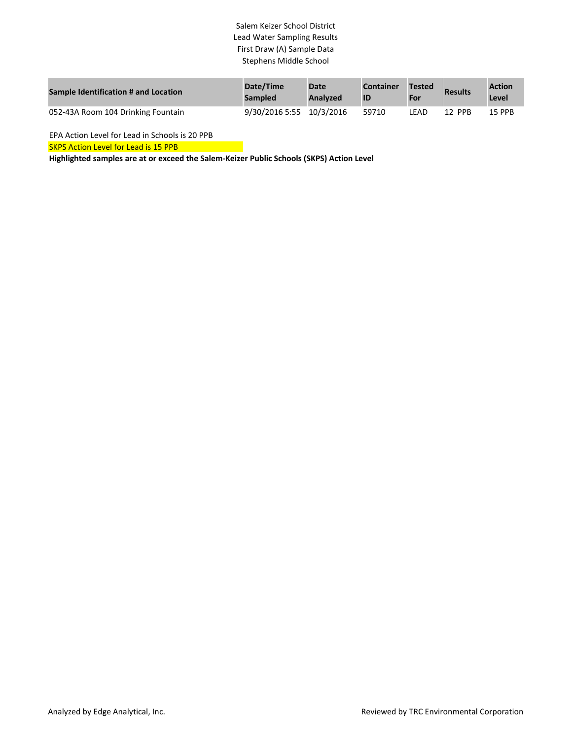Salem Keizer School District
Lead Water Sampling Results
First Draw (A) Sample Data
Stephens Middle School

| Sample Identification # and Location | Date/Time Sampled | Date Analyzed | Container ID | Tested For | Results | Action Level |
|---|---|---|---|---|---|---|
| 052-43A Room 104 Drinking Fountain | 9/30/2016 5:55 | 10/3/2016 | 59710 | LEAD | 12 PPB | 15 PPB |

EPA Action Level for Lead in Schools is 20 PPB

SKPS Action Level for Lead is 15 PPB

**Highlighted samples are at or exceed the Salem-Keizer Public Schools (SKPS) Action Level**

Analyzed by Edge Analytical, Inc.

Reviewed by TRC Environmental Corporation